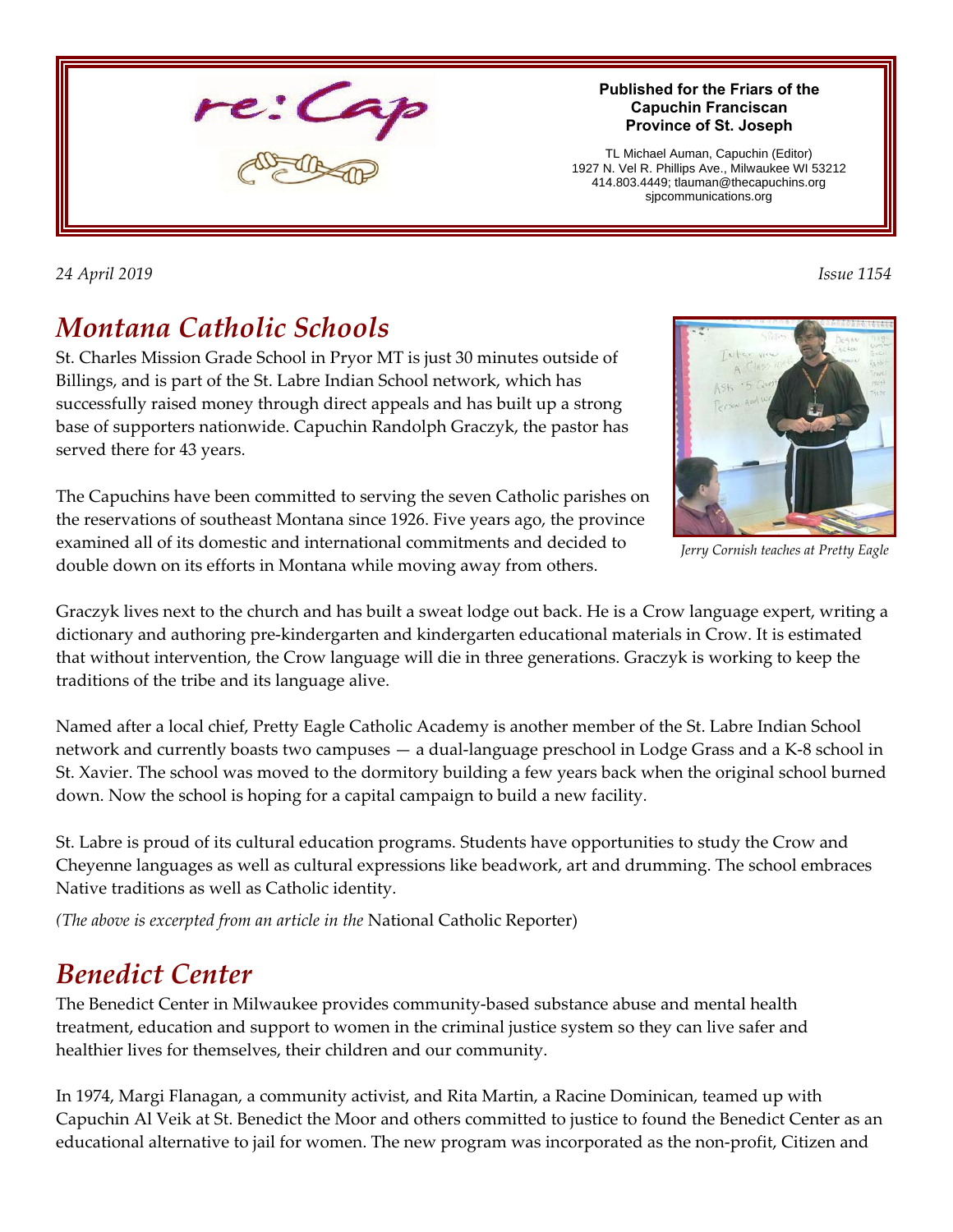re:Cap

**Published for the Friars of the Capuchin Franciscan Province of St. Joseph**

TL Michael Auman, Capuchin (Editor)
1927 N. Vel R. Phillips Ave., Milwaukee WI 53212
414.803.4449; tlauman@thecapuchins.org
sjpcommunications.org

*24 April 2019* *Issue 1154*

# *Montana Catholic Schools*

St. Charles Mission Grade School in Pryor MT is just 30 minutes outside of Billings, and is part of the St. Labre Indian School network, which has successfully raised money through direct appeals and has built up a strong base of supporters nationwide. Capuchin Randolph Graczyk, the pastor has served there for 43 years.

The Capuchins have been committed to serving the seven Catholic parishes on the reservations of southeast Montana since 1926. Five years ago, the province examined all of its domestic and international commitments and decided to double down on its efforts in Montana while moving away from others.

*Jerry Cornish teaches at Pretty Eagle*

Graczyk lives next to the church and has built a sweat lodge out back. He is a Crow language expert, writing a dictionary and authoring pre-kindergarten and kindergarten educational materials in Crow. It is estimated that without intervention, the Crow language will die in three generations. Graczyk is working to keep the traditions of the tribe and its language alive.

Named after a local chief, Pretty Eagle Catholic Academy is another member of the St. Labre Indian School network and currently boasts two campuses — a dual-language preschool in Lodge Grass and a K-8 school in St. Xavier. The school was moved to the dormitory building a few years back when the original school burned down. Now the school is hoping for a capital campaign to build a new facility.

St. Labre is proud of its cultural education programs. Students have opportunities to study the Crow and Cheyenne languages as well as cultural expressions like beadwork, art and drumming. The school embraces Native traditions as well as Catholic identity.

*(The above is excerpted from an article in the* National Catholic Reporter)

# *Benedict Center*

The Benedict Center in Milwaukee provides community-based substance abuse and mental health treatment, education and support to women in the criminal justice system so they can live safer and healthier lives for themselves, their children and our community.

In 1974, Margi Flanagan, a community activist, and Rita Martin, a Racine Dominican, teamed up with Capuchin Al Veik at St. Benedict the Moor and others committed to justice to found the Benedict Center as an educational alternative to jail for women. The new program was incorporated as the non-profit, Citizen and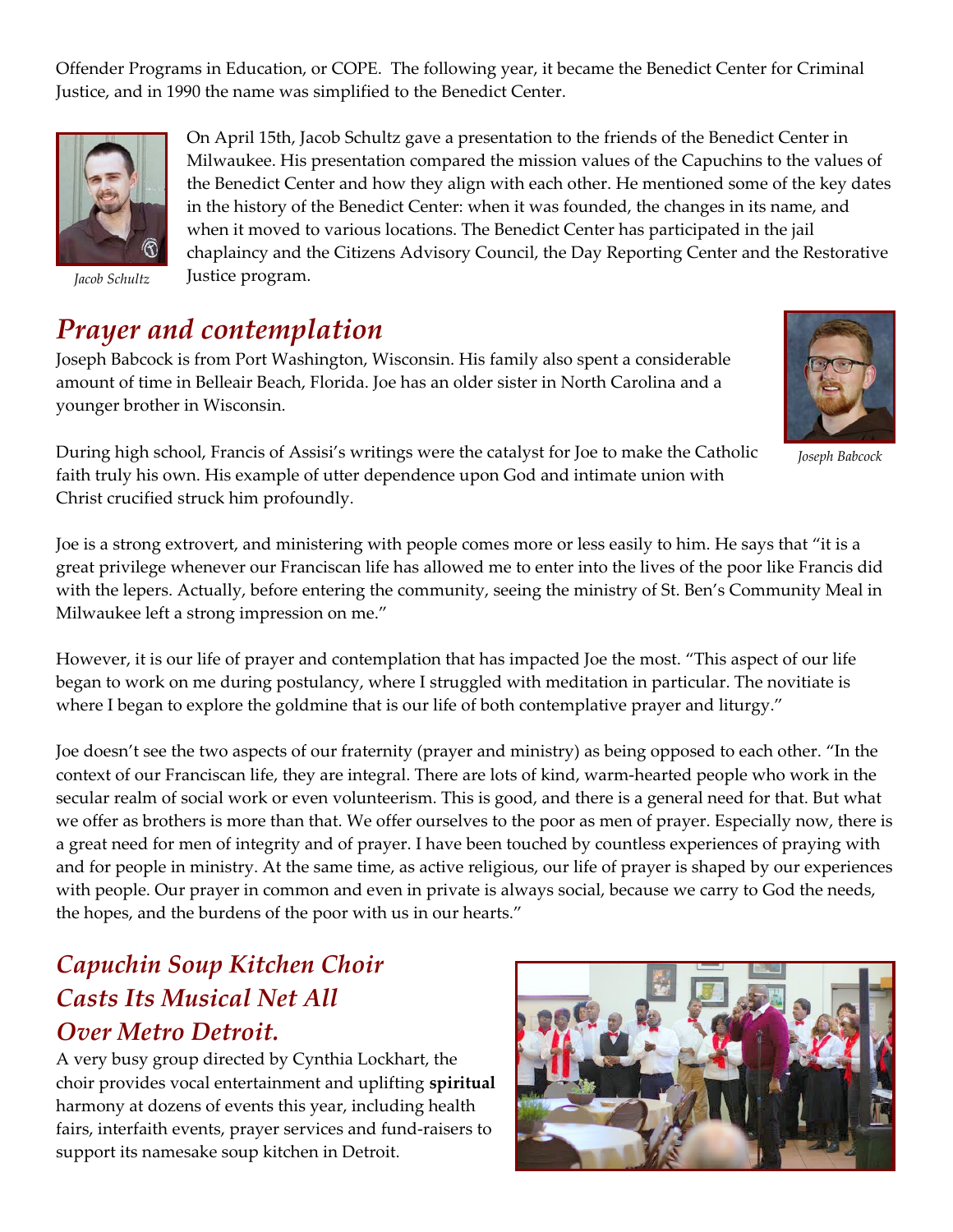Offender Programs in Education, or COPE. The following year, it became the Benedict Center for Criminal Justice, and in 1990 the name was simplified to the Benedict Center.

*Jacob Schultz*

On April 15th, Jacob Schultz gave a presentation to the friends of the Benedict Center in Milwaukee. His presentation compared the mission values of the Capuchins to the values of the Benedict Center and how they align with each other. He mentioned some of the key dates in the history of the Benedict Center: when it was founded, the changes in its name, and when it moved to various locations. The Benedict Center has participated in the jail chaplaincy and the Citizens Advisory Council, the Day Reporting Center and the Restorative Justice program.

## *Prayer and contemplation*

*Joseph Babcock*

Joseph Babcock is from Port Washington, Wisconsin. His family also spent a considerable amount of time in Belleair Beach, Florida. Joe has an older sister in North Carolina and a younger brother in Wisconsin.

During high school, Francis of Assisi's writings were the catalyst for Joe to make the Catholic faith truly his own. His example of utter dependence upon God and intimate union with Christ crucified struck him profoundly.

Joe is a strong extrovert, and ministering with people comes more or less easily to him. He says that "it is a great privilege whenever our Franciscan life has allowed me to enter into the lives of the poor like Francis did with the lepers. Actually, before entering the community, seeing the ministry of St. Ben's Community Meal in Milwaukee left a strong impression on me."

However, it is our life of prayer and contemplation that has impacted Joe the most. "This aspect of our life began to work on me during postulancy, where I struggled with meditation in particular. The novitiate is where I began to explore the goldmine that is our life of both contemplative prayer and liturgy."

Joe doesn't see the two aspects of our fraternity (prayer and ministry) as being opposed to each other. "In the context of our Franciscan life, they are integral. There are lots of kind, warm-hearted people who work in the secular realm of social work or even volunteerism. This is good, and there is a general need for that. But what we offer as brothers is more than that. We offer ourselves to the poor as men of prayer. Especially now, there is a great need for men of integrity and of prayer. I have been touched by countless experiences of praying with and for people in ministry. At the same time, as active religious, our life of prayer is shaped by our experiences with people. Our prayer in common and even in private is always social, because we carry to God the needs, the hopes, and the burdens of the poor with us in our hearts."

## *Capuchin Soup Kitchen Choir Casts Its Musical Net All Over Metro Detroit.*

A very busy group directed by Cynthia Lockhart, the choir provides vocal entertainment and uplifting **spiritual** harmony at dozens of events this year, including health fairs, interfaith events, prayer services and fund-raisers to support its namesake soup kitchen in Detroit.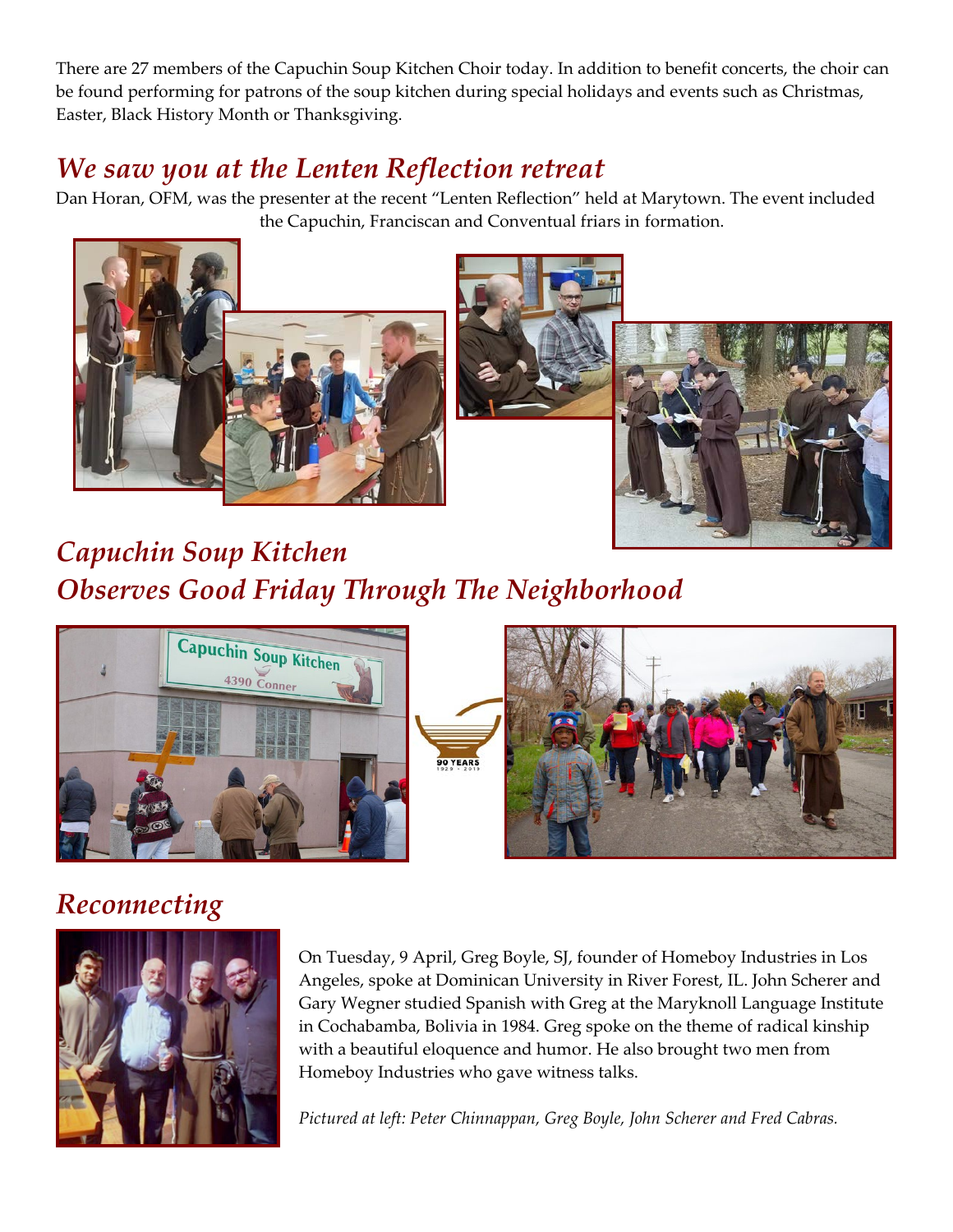There are 27 members of the Capuchin Soup Kitchen Choir today. In addition to benefit concerts, the choir can be found performing for patrons of the soup kitchen during special holidays and events such as Christmas, Easter, Black History Month or Thanksgiving.

## *We saw you at the Lenten Reflection retreat*

Dan Horan, OFM, was the presenter at the recent "Lenten Reflection" held at Marytown. The event included the Capuchin, Franciscan and Conventual friars in formation.

## *Capuchin Soup Kitchen Observes Good Friday Through The Neighborhood*

## *Reconnecting*

On Tuesday, 9 April, Greg Boyle, SJ, founder of Homeboy Industries in Los Angeles, spoke at Dominican University in River Forest, IL. John Scherer and Gary Wegner studied Spanish with Greg at the Maryknoll Language Institute in Cochabamba, Bolivia in 1984. Greg spoke on the theme of radical kinship with a beautiful eloquence and humor. He also brought two men from Homeboy Industries who gave witness talks.

*Pictured at left: Peter Chinnappan, Greg Boyle, John Scherer and Fred Cabras.*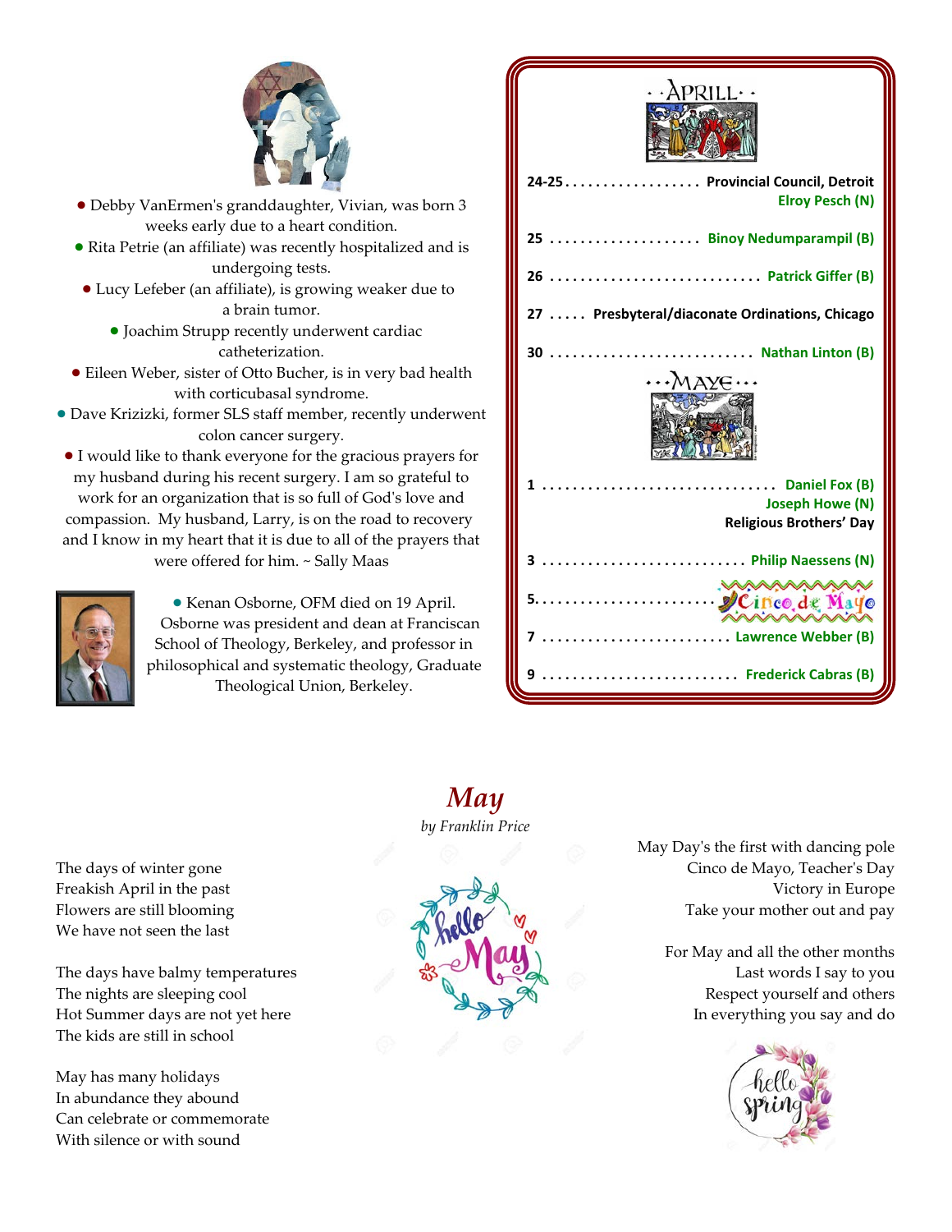- Debby VanErmen's granddaughter, Vivian, was born 3 weeks early due to a heart condition.
- Rita Petrie (an affiliate) was recently hospitalized and is undergoing tests.
- Lucy Lefeber (an affiliate), is growing weaker due to a brain tumor.
- Joachim Strupp recently underwent cardiac catheterization.
- Eileen Weber, sister of Otto Bucher, is in very bad health with corticubasal syndrome.
- Dave Krizizki, former SLS staff member, recently underwent colon cancer surgery.
- I would like to thank everyone for the gracious prayers for my husband during his recent surgery. I am so grateful to work for an organization that is so full of God's love and compassion. My husband, Larry, is on the road to recovery and I know in my heart that it is due to all of the prayers that were offered for him. ~ Sally Maas
- Kenan Osborne, OFM died on 19 April. Osborne was president and dean at Franciscan School of Theology, Berkeley, and professor in philosophical and systematic theology, Graduate Theological Union, Berkeley.

## APRILL

**24-25** .................. **Provincial Council, Detroit**
**Elroy Pesch (N)**

**25** .................... **Binoy Nedumparampil (B)**

**26** ............................ **Patrick Giffer (B)**

**27** ..... **Presbyteral/diaconate Ordinations, Chicago**

**30** ........................... **Nathan Linton (B)**

## MAYE

**1** ............................... **Daniel Fox (B)**
**Joseph Howe (N)**
**Religious Brothers' Day**

**3** ........................... **Philip Naessens (N)**

**5**........................ Cinco de Mayo

**7** ......................... **Lawrence Webber (B)**

**9** .......................... **Frederick Cabras (B)**

## *May*

*by Franklin Price*

The days of winter gone
Freakish April in the past
Flowers are still blooming
We have not seen the last

The days have balmy temperatures
The nights are sleeping cool
Hot Summer days are not yet here
The kids are still in school

May has many holidays
In abundance they abound
Can celebrate or commemorate
With silence or with sound

May Day's the first with dancing pole
Cinco de Mayo, Teacher's Day
Victory in Europe
Take your mother out and pay

For May and all the other months
Last words I say to you
Respect yourself and others
In everything you say and do